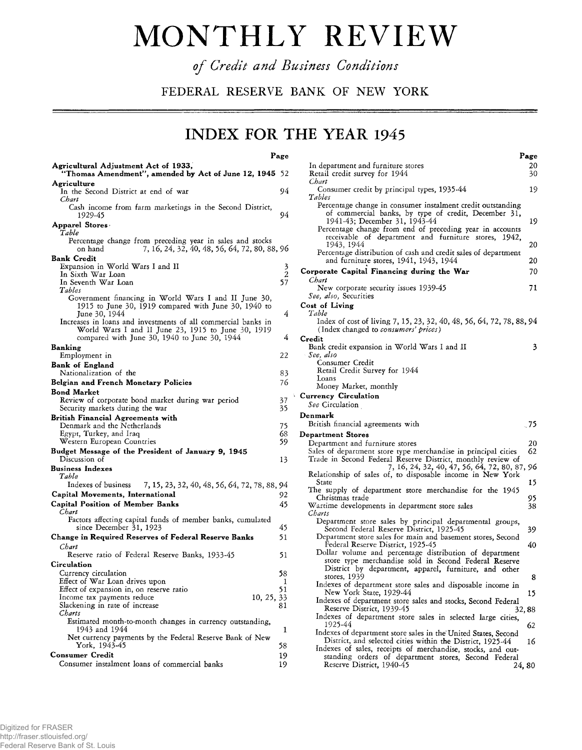# MONTHLY REVIEW

*of Credit and Business Conditions*

FEDERAL RESERVE BANK OF NEW YORK

## INDEX FOR THE YEAR 1945

Page

**Agricultural Adjustment Act of 1933, "Thomas Amendment", amended by Act of June 12, 1945** 52

**Agriculture**
- In the Second District at end of war 94
- *Chart*
  - Cash income from farm marketings in the Second District, 1929-45 94

**Apparel Stores**
- *Table*
  - Percentage change from preceding year in sales and stocks on hand 7, 16, 24, 32, 40, 48, 56, 64, 72, 80, 88, 96

**Bank Credit**
- Expansion in World Wars I and II 3
- In Sixth War Loan 2
- In Seventh War Loan 57
- *Tables*
  - Government financing in World Wars I and II June 30, 1915 to June 30, 1919 compared with June 30, 1940 to June 30, 1944 4
  - Increases in loans and investments of all commercial banks in World Wars I and II June 23, 1915 to June 30, 1919 compared with June 30, 1940 to June 30, 1944 4

**Banking**
- Employment in 22

**Bank of England**
- Nationalization of the 83

**Belgian and French Monetary Policies** 76

**Bond Market**
- Review of corporate bond market during war period 37
- Security markets during the war 35

**British Financial Agreements with**
- Denmark and the Netherlands 75
- Egypt, Turkey, and Iraq 68
- Western European Countries 59

**Budget Message of the President of January 9, 1945**
- Discussion of 13

**Business Indexes**
- *Table*
  - Indexes of business 7, 15, 23, 32, 40, 48, 56, 64, 72, 78, 88, 94

**Capital Movements, International** 92

**Capital Position of Member Banks** 45
- *Chart*
  - Factors affecting capital funds of member banks, cumulated since December 31, 1923 45

**Change in Required Reserves of Federal Reserve Banks** 51
- *Chart*
  - Reserve ratio of Federal Reserve Banks, 1933-45 51

**Circulation**
- Currency circulation 58
- Effect of War Loan drives upon 1
- Effect of expansion in, on reserve ratio 51
- Income tax payments reduce 10, 25, 33
- Slackening in rate of increase 81
- *Charts*
  - Estimated month-to-month changes in currency outstanding, 1943 and 1944 1
  - Net currency payments by the Federal Reserve Bank of New York, 1943-45 58

**Consumer Credit** 19
- Consumer instalment loans of commercial banks 19
- In department and furniture stores 20
- Retail credit survey for 1944 30
- *Chart*
  - Consumer credit by principal types, 1935-44 19
- *Tables*
  - Percentage change in consumer instalment credit outstanding of commercial banks, by type of credit, December 31, 1941-43; December 31, 1943-44 19
  - Percentage change from end of preceding year in accounts receivable of department and furniture stores, 1942, 1943, 1944 20
  - Percentage distribution of cash and credit sales of department and furniture stores, 1941, 1943, 1944 20

**Corporate Capital Financing during the War** 70
- *Chart*
  - New corporate security issues 1939-45 71
- *See, also,* Securities

**Cost of Living**
- *Table*
  - Index of cost of living 7, 15, 23, 32, 40, 48, 56, 64, 72, 78, 88, 94 (Index changed to *consumers' prices*)

**Credit**
- Bank credit expansion in World Wars I and II 3
- *See, also*
  - Consumer Credit
  - Retail Credit Survey for 1944
  - Loans
  - Money Market, monthly

**Currency Circulation**
- *See* Circulation

**Denmark**
- British financial agreements with 75

**Department Stores**
- Department and furniture stores 20
- Sales of department store type merchandise in principal cities 62
- Trade in Second Federal Reserve District, monthly review of 7, 16, 24, 32, 40, 47, 56, 64, 72, 80, 87, 96
- Relationship of sales of, to disposable income in New York State 15
- The supply of department store merchandise for the 1945 Christmas trade 95
- Wartime developments in department store sales 38
- *Charts*
  - Department store sales by principal departmental groups, Second Federal Reserve District, 1925-45 39
  - Department store sales for main and basement stores, Second Federal Reserve District, 1925-45 40
  - Dollar volume and percentage distribution of department store type merchandise sold in Second Federal Reserve District by department, apparel, furniture, and other stores, 1939 8
  - Indexes of department store sales and disposable income in New York State, 1929-44 15
  - Indexes of department store sales and stocks, Second Federal Reserve District, 1939-45 32, 88
  - Indexes of department store sales in selected large cities, 1925-44 62
  - Indexes of department store sales in the United States, Second District, and selected cities within the District, 1925-44 16
  - Indexes of sales, receipts of merchandise, stocks, and outstanding orders of department stores, Second Federal Reserve District, 1940-45 24, 80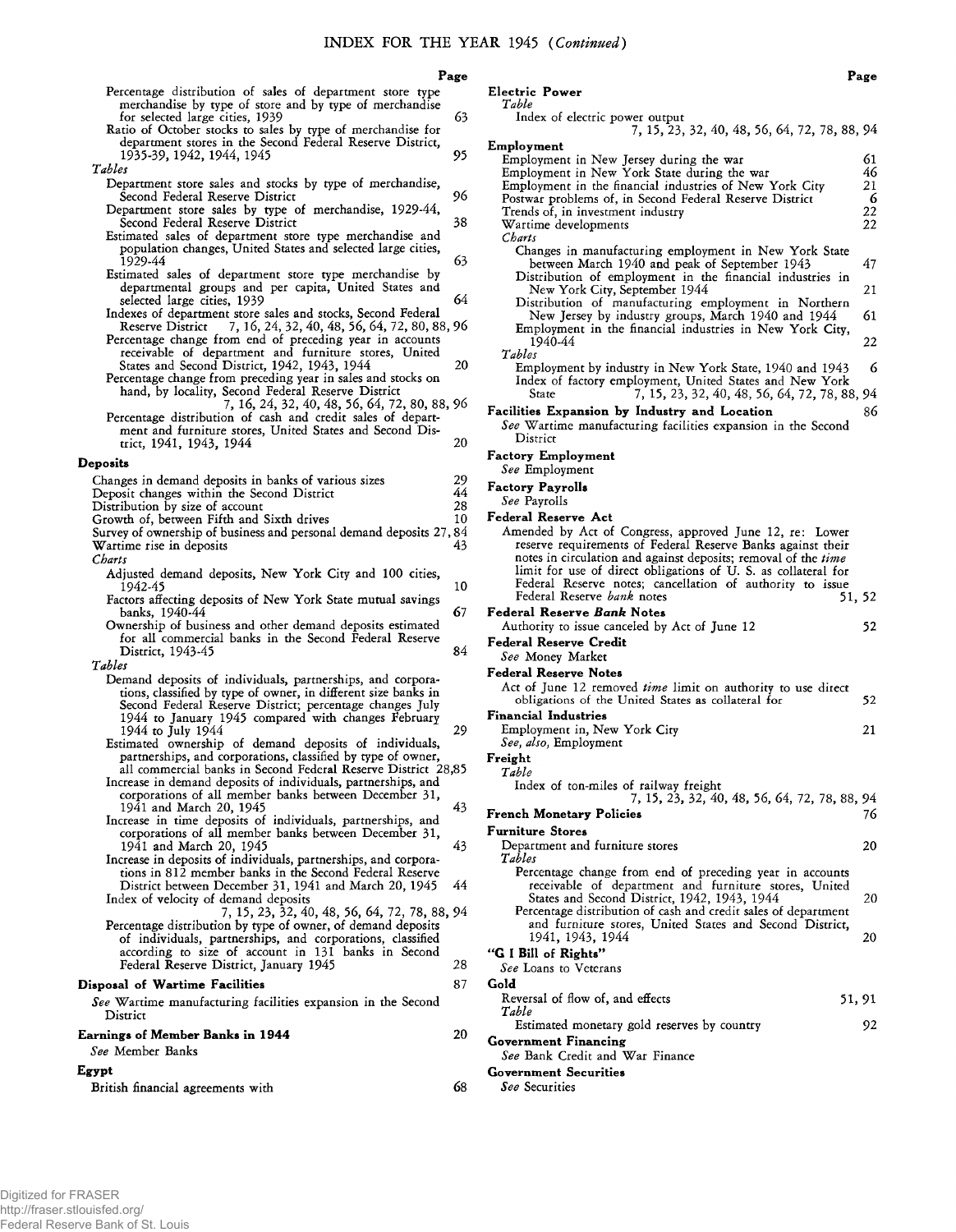# INDEX FOR THE YEAR 1945 *(Continued)*

| | Page |
|---|---|
| Percentage distribution of sales of department store type merchandise by type of store and by type of merchandise for selected large cities, 1939 | 63 |
| Ratio of October stocks to sales by type of merchandise for department stores in the Second Federal Reserve District, 1935-39, 1942, 1944, 1945 | 95 |
| *Tables* | |
| Department store sales and stocks by type of merchandise, Second Federal Reserve District | 96 |
| Department store sales by type of merchandise, 1929-44, Second Federal Reserve District | 38 |
| Estimated sales of department store type merchandise and population changes, United States and selected large cities, 1929-44 | 63 |
| Estimated sales of department store type merchandise by departmental groups and per capita, United States and selected large cities, 1939 | 64 |
| Indexes of department store sales and stocks, Second Federal Reserve District | 7, 16, 24, 32, 40, 48, 56, 64, 72, 80, 88, 96 |
| Percentage change from end of preceding year in accounts receivable of department and furniture stores, United States and Second District, 1942, 1943, 1944 | 20 |
| Percentage change from preceding year in sales and stocks on hand, by locality, Second Federal Reserve District | 7, 16, 24, 32, 40, 48, 56, 64, 72, 80, 88, 96 |
| Percentage distribution of cash and credit sales of department and furniture stores, United States and Second District, 1941, 1943, 1944 | 20 |

**Deposits**

| | |
|---|---|
| Changes in demand deposits in banks of various sizes | 29 |
| Deposit changes within the Second District | 44 |
| Distribution by size of account | 28 |
| Growth of, between Fifth and Sixth drives | 10 |
| Survey of ownership of business and personal demand deposits | 27, 84 |
| Wartime rise in deposits | 43 |
| *Charts* | |
| Adjusted demand deposits, New York City and 100 cities, 1942-45 | 10 |
| Factors affecting deposits of New York State mutual savings banks, 1940-44 | 67 |
| Ownership of business and other demand deposits estimated for all commercial banks in the Second Federal Reserve District, 1943-45 | 84 |
| *Tables* | |
| Demand deposits of individuals, partnerships, and corporations, classified by type of owner, in different size banks in Second Federal Reserve District; percentage changes July 1944 to January 1945 compared with changes February 1944 to July 1944 | 29 |
| Estimated ownership of demand deposits of individuals, partnerships, and corporations, classified by type of owner, all commercial banks in Second Federal Reserve District | 28,85 |
| Increase in demand deposits of individuals, partnerships, and corporations of all member banks between December 31, 1941 and March 20, 1945 | 43 |
| Increase in time deposits of individuals, partnerships, and corporations of all member banks between December 31, 1941 and March 20, 1945 | 43 |
| Increase in deposits of individuals, partnerships, and corporations in 812 member banks in the Second Federal Reserve District between December 31, 1941 and March 20, 1945 | 44 |
| Index of velocity of demand deposits | 7, 15, 23, 32, 40, 48, 56, 64, 72, 78, 88, 94 |
| Percentage distribution by type of owner, of demand deposits of individuals, partnerships, and corporations, classified according to size of account in 131 banks in Second Federal Reserve District, January 1945 | 28 |

**Disposal of Wartime Facilities** — 87

*See* Wartime manufacturing facilities expansion in the Second District

**Earnings of Member Banks in 1944** — 20

*See* Member Banks

**Egypt**

| | |
|---|---|
| British financial agreements with | 68 |

**Electric Power**

| | |
|---|---|
| *Table* | |
| Index of electric power output | 7, 15, 23, 32, 40, 48, 56, 64, 72, 78, 88, 94 |

**Employment**

| | |
|---|---|
| Employment in New Jersey during the war | 61 |
| Employment in New York State during the war | 46 |
| Employment in the financial industries of New York City | 21 |
| Postwar problems of, in Second Federal Reserve District | 6 |
| Trends of, in investment industry | 22 |
| Wartime developments | 22 |
| *Charts* | |
| Changes in manufacturing employment in New York State between March 1940 and peak of September 1943 | 47 |
| Distribution of employment in the financial industries in New York City, September 1944 | 21 |
| Distribution of manufacturing employment in Northern New Jersey by industry groups, March 1940 and 1944 | 61 |
| Employment in the financial industries in New York City, 1940-44 | 22 |
| *Tables* | |
| Employment by industry in New York State, 1940 and 1943 | 6 |
| Index of factory employment, United States and New York State | 7, 15, 23, 32, 40, 48, 56, 64, 72, 78, 88, 94 |

**Facilities Expansion by Industry and Location** — 86

*See* Wartime manufacturing facilities expansion in the Second District

**Factory Employment**

*See* Employment

**Factory Payrolls**

*See* Payrolls

**Federal Reserve Act**

| | |
|---|---|
| Amended by Act of Congress, approved June 12, re: Lower reserve requirements of Federal Reserve Banks against their notes in circulation and against deposits; removal of the *time* limit for use of direct obligations of U. S. as collateral for Federal Reserve notes; cancellation of authority to issue Federal Reserve *bank* notes | 51, 52 |

**Federal Reserve *Bank* Notes**

| | |
|---|---|
| Authority to issue canceled by Act of June 12 | 52 |

**Federal Reserve Credit**

*See* Money Market

**Federal Reserve Notes**

| | |
|---|---|
| Act of June 12 removed *time* limit on authority to use direct obligations of the United States as collateral for | 52 |

**Financial Industries**

| | |
|---|---|
| Employment in, New York City | 21 |
| *See, also,* Employment | |

**Freight**

| | |
|---|---|
| *Table* | |
| Index of ton-miles of railway freight | 7, 15, 23, 32, 40, 48, 56, 64, 72, 78, 88, 94 |

**French Monetary Policies** — 76

**Furniture Stores**

| | |
|---|---|
| Department and furniture stores | 20 |
| *Tables* | |
| Percentage change from end of preceding year in accounts receivable of department and furniture stores, United States and Second District, 1942, 1943, 1944 | 20 |
| Percentage distribution of cash and credit sales of department and furniture stores, United States and Second District, 1941, 1943, 1944 | 20 |

**"G I Bill of Rights"**

*See* Loans to Veterans

**Gold**

| | |
|---|---|
| Reversal of flow of, and effects | 51, 91 |
| *Table* | |
| Estimated monetary gold reserves by country | 92 |

**Government Financing**

*See* Bank Credit and War Finance

**Government Securities**

*See* Securities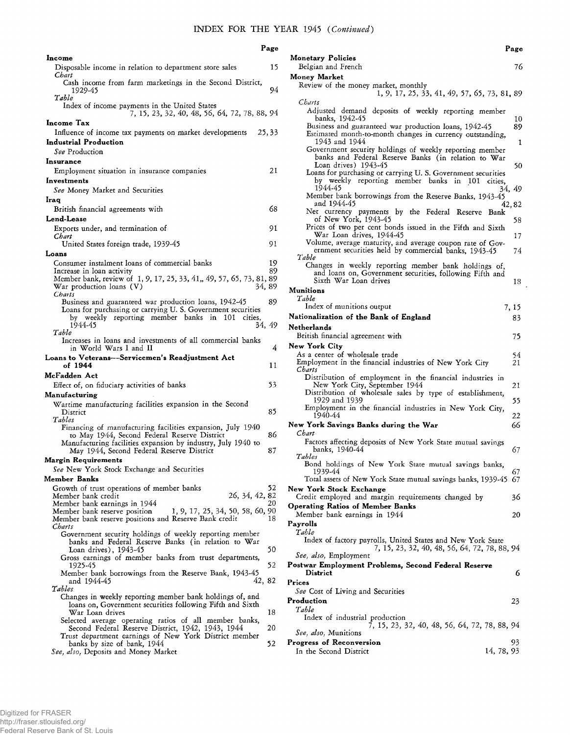## INDEX FOR THE YEAR 1945 *(Continued)*

Page

**Income**

Disposable income in relation to department store sales 15

*Chart*

Cash income from farm marketings in the Second District, 1929-45 94

*Table*

Index of income payments in the United States 7, 15, 23, 32, 40, 48, 56, 64, 72, 78, 88, 94

**Income Tax**

Influence of income tax payments on market developments 25, 33

**Industrial Production**

*See* Production

**Insurance**

Employment situation in insurance companies 21

**Investments**

*See* Money Market and Securities

**Iraq**

British financial agreements with 68

**Lend-Lease**

Exports under, and termination of 91

*Chart*

United States foreign trade, 1939-45 91

**Loans**

Consumer instalment loans of commercial banks 19
Increase in loan activity 89
Member bank, review of 1, 9, 17, 25, 33, 41, 49, 57, 65, 73, 81, 89
War production loans (V) 34, 89

*Charts*

Business and guaranteed war production loans, 1942-45 89
Loans for purchasing or carrying U. S. Government securities by weekly reporting member banks in 101 cities, 1944-45 34, 49

*Table*

Increases in loans and investments of all commercial banks in World Wars I and II 4

**Loans to Veterans—Servicemen's Readjustment Act of 1944** 11

**McFadden Act**

Effect of, on fiduciary activities of banks 53

**Manufacturing**

Wartime manufacturing facilities expansion in the Second District 85

*Tables*

Financing of manufacturing facilities expansion, July 1940 to May 1944, Second Federal Reserve District 86
Manufacturing facilities expansion by industry, July 1940 to May 1944, Second Federal Reserve District 87

**Margin Requirements**

*See* New York Stock Exchange and Securities

**Member Banks**

Growth of trust operations of member banks 52
Member bank credit 26, 34, 42, 82
Member bank earnings in 1944 20
Member bank reserve position 1, 9, 17, 25, 34, 50, 58, 60, 90
Member bank reserve positions and Reserve Bank credit 18

*Charts*

Government security holdings of weekly reporting member banks and Federal Reserve Banks (in relation to War Loan drives), 1943-45 50
Gross earnings of member banks from trust departments, 1925-45 52
Member bank borrowings from the Reserve Bank, 1943-45 and 1944-45 42, 82

*Tables*

Changes in weekly reporting member bank holdings of, and loans on, Government securities following Fifth and Sixth War Loan drives 18
Selected average operating ratios of all member banks, Second Federal Reserve District, 1942, 1943, 1944 20
Trust department earnings of New York District member banks by size of bank, 1944 52

*See, also,* Deposits and Money Market

**Monetary Policies**

Belgian and French 76

**Money Market**

Review of the money market, monthly 1, 9, 17, 25, 33, 41, 49, 57, 65, 73, 81, 89

*Charts*

Adjusted demand deposits of weekly reporting member banks, 1942-45 10
Business and guaranteed war production loans, 1942-45 89
Estimated month-to-month changes in currency outstanding, 1943 and 1944 1
Government security holdings of weekly reporting member banks and Federal Reserve Banks (in relation to War Loan drives) 1943-45 50
Loans for purchasing or carrying U. S. Government securities by weekly reporting member banks in 101 cities, 1944-45 34, 49
Member bank borrowings from the Reserve Banks, 1943-45 and 1944-45 42, 82
Net currency payments by the Federal Reserve Bank of New York, 1943-45 58
Prices of two per cent bonds issued in the Fifth and Sixth War Loan drives, 1944-45 17
Volume, average maturity, and average coupon rate of Government securities held by commercial banks, 1943-45 74

*Table*

Changes in weekly reporting member bank holdings of, and loans on, Government securities, following Fifth and Sixth War Loan drives 18

**Munitions**

*Table*

Index of munitions output 7, 15

**Nationalization of the Bank of England** 83

**Netherlands**

British financial agreement with 75

**New York City**

As a center of wholesale trade 54
Employment in the financial industries of New York City 21

*Charts*

Distribution of employment in the financial industries in New York City, September 1944 21
Distribution of wholesale sales by type of establishment, 1929 and 1939 55
Employment in the financial industries in New York City, 1940-44 22

**New York Savings Banks during the War** 66

*Chart*

Factors affecting deposits of New York State mutual savings banks, 1940-44 67

*Tables*

Bond holdings of New York State mutual savings banks, 1939-44 67
Total assets of New York State mutual savings banks, 1939-45 67

**New York Stock Exchange**

Credit employed and margin requirements changed by 36

**Operating Ratios of Member Banks**

Member bank earnings in 1944 20

**Payrolls**

*Table*

Index of factory payrolls, United States and New York State 7, 15, 23, 32, 40, 48, 56, 64, 72, 78, 88, 94

*See, also,* Employment

**Postwar Employment Problems, Second Federal Reserve District** 6

**Prices**

*See* Cost of Living and Securities

**Production** 23

*Table*

Index of industrial production 7, 15, 23, 32, 40, 48, 56, 64, 72, 78, 88, 94

*See, also,* Munitions

**Progress of Reconversion** 93

In the Second District 14, 78, 93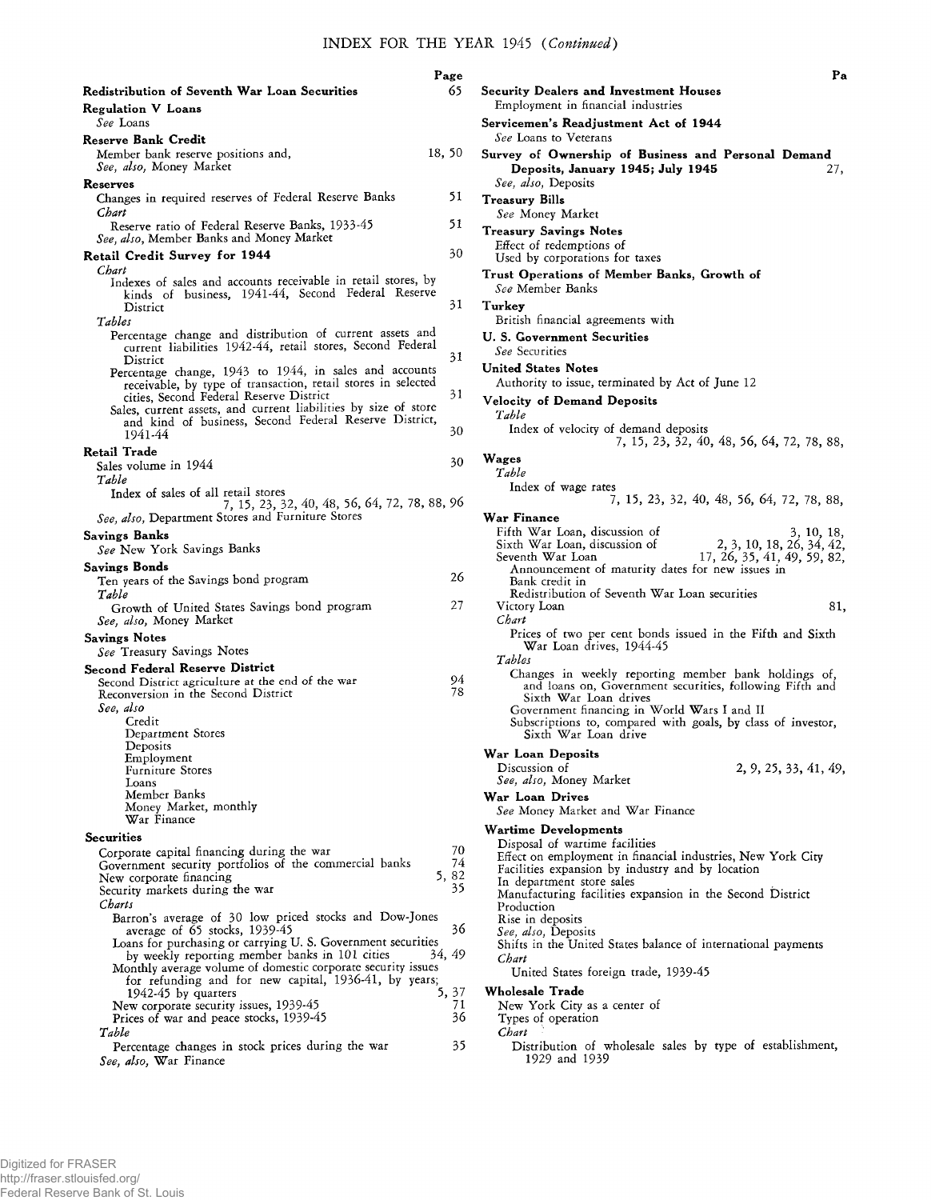## INDEX FOR THE YEAR 1945 (*Continued*)

| | Page |
|---|---|
| **Redistribution of Seventh War Loan Securities** | 65 |
| **Regulation V Loans** | |
| *See* Loans | |
| **Reserve Bank Credit** | |
| Member bank reserve positions and, | 18, 50 |
| *See, also,* Money Market | |
| **Reserves** | |
| Changes in required reserves of Federal Reserve Banks | 51 |
| *Chart* | |
| Reserve ratio of Federal Reserve Banks, 1933-45 | 51 |
| *See, also,* Member Banks and Money Market | |
| **Retail Credit Survey for 1944** | 30 |
| *Chart* | |
| Indexes of sales and accounts receivable in retail stores, by kinds of business, 1941-44, Second Federal Reserve District | 31 |
| *Tables* | |
| Percentage change and distribution of current assets and current liabilities 1942-44, retail stores, Second Federal District | 31 |
| Percentage change, 1943 to 1944, in sales and accounts receivable, by type of transaction, retail stores in selected cities, Second Federal Reserve District | 31 |
| Sales, current assets, and current liabilities by size of store and kind of business, Second Federal Reserve District, 1941-44 | 30 |
| **Retail Trade** | |
| Sales volume in 1944 | 30 |
| *Table* | |
| Index of sales of all retail stores | 7, 15, 23, 32, 40, 48, 56, 64, 72, 78, 88, 96 |
| *See, also,* Department Stores and Furniture Stores | |
| **Savings Banks** | |
| *See* New York Savings Banks | |
| **Savings Bonds** | |
| Ten years of the Savings bond program | 26 |
| *Table* | |
| Growth of United States Savings bond program | 27 |
| *See, also,* Money Market | |
| **Savings Notes** | |
| *See* Treasury Savings Notes | |
| **Second Federal Reserve District** | |
| Second District agriculture at the end of the war | 94 |
| Reconversion in the Second District | 78 |
| *See, also* | |
| Credit | |
| Department Stores | |
| Deposits | |
| Employment | |
| Furniture Stores | |
| Loans | |
| Member Banks | |
| Money Market, monthly | |
| War Finance | |
| **Securities** | |
| Corporate capital financing during the war | 70 |
| Government security portfolios of the commercial banks | 74 |
| New corporate financing | 5, 82 |
| Security markets during the war | 35 |
| *Charts* | |
| Barron's average of 30 low priced stocks and Dow-Jones average of 65 stocks, 1939-45 | 36 |
| Loans for purchasing or carrying U. S. Government securities by weekly reporting member banks in 101 cities | 34, 49 |
| Monthly average volume of domestic corporate security issues for refunding and for new capital, 1936-41, by years; 1942-45 by quarters | 5, 37 |
| New corporate security issues, 1939-45 | 71 |
| Prices of war and peace stocks, 1939-45 | 36 |
| *Table* | |
| Percentage changes in stock prices during the war | 35 |
| *See, also,* War Finance | |

| | Pa |
|---|---|
| **Security Dealers and Investment Houses** | |
| Employment in financial industries | |
| **Servicemen's Readjustment Act of 1944** | |
| *See* Loans to Veterans | |
| **Survey of Ownership of Business and Personal Demand Deposits, January 1945; July 1945** | 27, |
| *See, also,* Deposits | |
| **Treasury Bills** | |
| *See* Money Market | |
| **Treasury Savings Notes** | |
| Effect of redemptions of | |
| Used by corporations for taxes | |
| **Trust Operations of Member Banks, Growth of** | |
| *See* Member Banks | |
| **Turkey** | |
| British financial agreements with | |
| **U. S. Government Securities** | |
| *See* Securities | |
| **United States Notes** | |
| Authority to issue, terminated by Act of June 12 | |
| **Velocity of Demand Deposits** | |
| *Table* | |
| Index of velocity of demand deposits | 7, 15, 23, 32, 40, 48, 56, 64, 72, 78, 88, |
| **Wages** | |
| *Table* | |
| Index of wage rates | 7, 15, 23, 32, 40, 48, 56, 64, 72, 78, 88, |
| **War Finance** | |
| Fifth War Loan, discussion of | 3, 10, 18, |
| Sixth War Loan, discussion of | 2, 3, 10, 18, 26, 34, 42, |
| Seventh War Loan | 17, 26, 35, 41, 49, 59, 82, |
| Announcement of maturity dates for new issues in | |
| Bank credit in | |
| Redistribution of Seventh War Loan securities | |
| Victory Loan | 81, |
| *Chart* | |
| Prices of two per cent bonds issued in the Fifth and Sixth War Loan drives, 1944-45 | |
| *Tables* | |
| Changes in weekly reporting member bank holdings of, and loans on, Government securities, following Fifth and Sixth War Loan drives | |
| Government financing in World Wars I and II | |
| Subscriptions to, compared with goals, by class of investor, Sixth War Loan drive | |
| **War Loan Deposits** | |
| Discussion of | 2, 9, 25, 33, 41, 49, |
| *See, also,* Money Market | |
| **War Loan Drives** | |
| *See* Money Market and War Finance | |
| **Wartime Developments** | |
| Disposal of wartime facilities | |
| Effect on employment in financial industries, New York City | |
| Facilities expansion by industry and by location | |
| In department store sales | |
| Manufacturing facilities expansion in the Second District | |
| Production | |
| Rise in deposits | |
| *See, also,* Deposits | |
| Shifts in the United States balance of international payments | |
| *Chart* | |
| United States foreign trade, 1939-45 | |
| **Wholesale Trade** | |
| New York City as a center of | |
| Types of operation | |
| *Chart* | |
| Distribution of wholesale sales by type of establishment, 1929 and 1939 | |